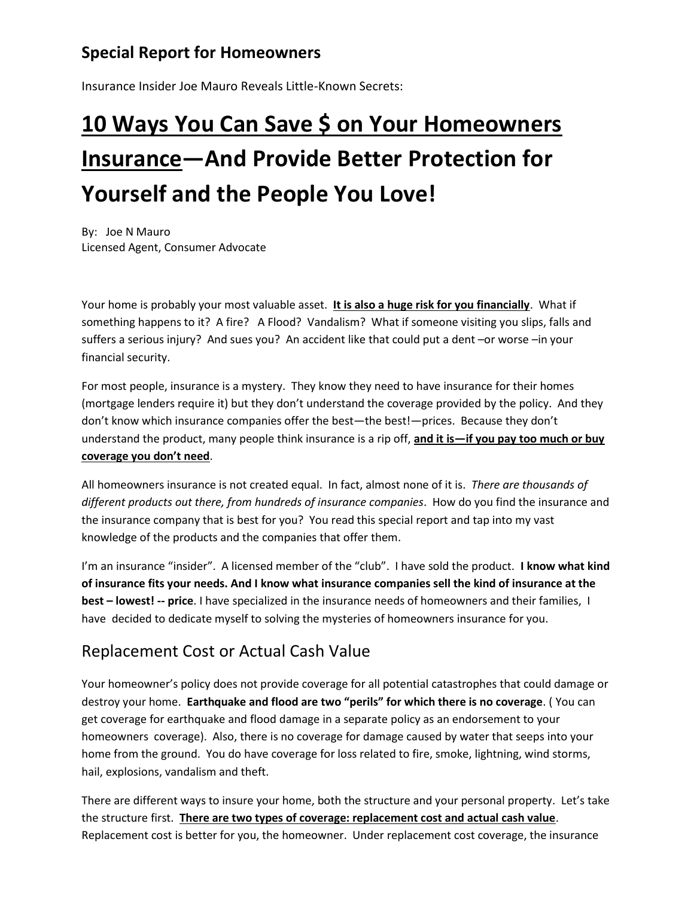## Special Report for Homeowners

Insurance Insider Joe Mauro Reveals Little-Known Secrets:

# <u>10 Ways You Can Save $ on Your Homeowners Insurance</u>—And Provide Better Protection for Yourself and the People You Love!

By: Joe N Mauro
Licensed Agent, Consumer Advocate

Your home is probably your most valuable asset. **<u>It is also a huge risk for you financially</u>**. What if something happens to it? A fire? A Flood? Vandalism? What if someone visiting you slips, falls and suffers a serious injury? And sues you? An accident like that could put a dent –or worse –in your financial security.

For most people, insurance is a mystery. They know they need to have insurance for their homes (mortgage lenders require it) but they don't understand the coverage provided by the policy. And they don't know which insurance companies offer the best—the best!—prices. Because they don't understand the product, many people think insurance is a rip off, **<u>and it is—if you pay too much or buy coverage you don't need</u>**.

All homeowners insurance is not created equal. In fact, almost none of it is. *There are thousands of different products out there, from hundreds of insurance companies*. How do you find the insurance and the insurance company that is best for you? You read this special report and tap into my vast knowledge of the products and the companies that offer them.

I'm an insurance "insider". A licensed member of the "club". I have sold the product. **I know what kind of insurance fits your needs. And I know what insurance companies sell the kind of insurance at the best – lowest! -- price**. I have specialized in the insurance needs of homeowners and their families, I have decided to dedicate myself to solving the mysteries of homeowners insurance for you.

## Replacement Cost or Actual Cash Value

Your homeowner's policy does not provide coverage for all potential catastrophes that could damage or destroy your home. **Earthquake and flood are two "perils" for which there is no coverage**. ( You can get coverage for earthquake and flood damage in a separate policy as an endorsement to your homeowners coverage). Also, there is no coverage for damage caused by water that seeps into your home from the ground. You do have coverage for loss related to fire, smoke, lightning, wind storms, hail, explosions, vandalism and theft.

There are different ways to insure your home, both the structure and your personal property. Let's take the structure first. **<u>There are two types of coverage: replacement cost and actual cash value</u>**. Replacement cost is better for you, the homeowner. Under replacement cost coverage, the insurance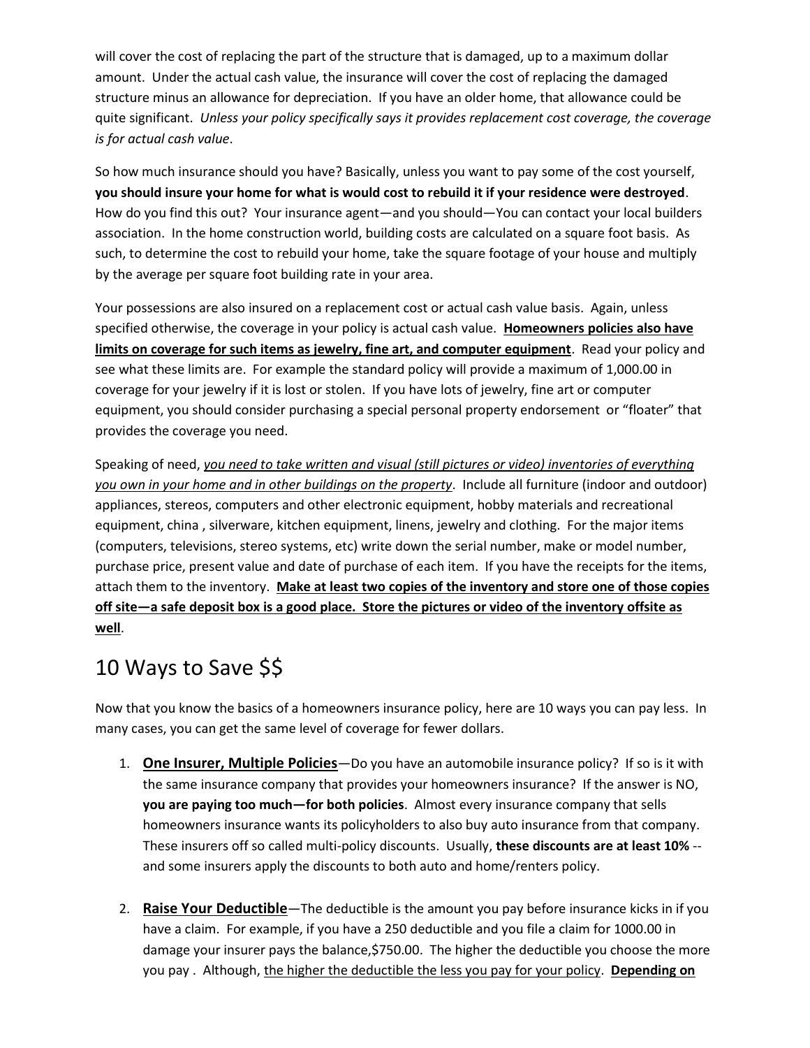will cover the cost of replacing the part of the structure that is damaged, up to a maximum dollar amount. Under the actual cash value, the insurance will cover the cost of replacing the damaged structure minus an allowance for depreciation. If you have an older home, that allowance could be quite significant. *Unless your policy specifically says it provides replacement cost coverage, the coverage is for actual cash value*.

So how much insurance should you have? Basically, unless you want to pay some of the cost yourself, **you should insure your home for what is would cost to rebuild it if your residence were destroyed**. How do you find this out? Your insurance agent—and you should—You can contact your local builders association. In the home construction world, building costs are calculated on a square foot basis. As such, to determine the cost to rebuild your home, take the square footage of your house and multiply by the average per square foot building rate in your area.

Your possessions are also insured on a replacement cost or actual cash value basis. Again, unless specified otherwise, the coverage in your policy is actual cash value. **<u>Homeowners policies also have limits on coverage for such items as jewelry, fine art, and computer equipment</u>**. Read your policy and see what these limits are. For example the standard policy will provide a maximum of 1,000.00 in coverage for your jewelry if it is lost or stolen. If you have lots of jewelry, fine art or computer equipment, you should consider purchasing a special personal property endorsement or "floater" that provides the coverage you need.

Speaking of need, *<u>you need to take written and visual (still pictures or video) inventories of everything you own in your home and in other buildings on the property</u>*. Include all furniture (indoor and outdoor) appliances, stereos, computers and other electronic equipment, hobby materials and recreational equipment, china , silverware, kitchen equipment, linens, jewelry and clothing. For the major items (computers, televisions, stereo systems, etc) write down the serial number, make or model number, purchase price, present value and date of purchase of each item. If you have the receipts for the items, attach them to the inventory. **<u>Make at least two copies of the inventory and store one of those copies off site—a safe deposit box is a good place. Store the pictures or video of the inventory offsite as well</u>**.

## 10 Ways to Save $$

Now that you know the basics of a homeowners insurance policy, here are 10 ways you can pay less. In many cases, you can get the same level of coverage for fewer dollars.

1. **<u>One Insurer, Multiple Policies</u>**—Do you have an automobile insurance policy? If so is it with the same insurance company that provides your homeowners insurance? If the answer is NO, **you are paying too much—for both policies**. Almost every insurance company that sells homeowners insurance wants its policyholders to also buy auto insurance from that company. These insurers off so called multi-policy discounts. Usually, **these discounts are at least 10%** -- and some insurers apply the discounts to both auto and home/renters policy.

2. **<u>Raise Your Deductible</u>**—The deductible is the amount you pay before insurance kicks in if you have a claim. For example, if you have a 250 deductible and you file a claim for 1000.00 in damage your insurer pays the balance,$750.00. The higher the deductible you choose the more you pay . Although, <u>the higher the deductible the less you pay for your policy</u>. **<u>Depending on</u>**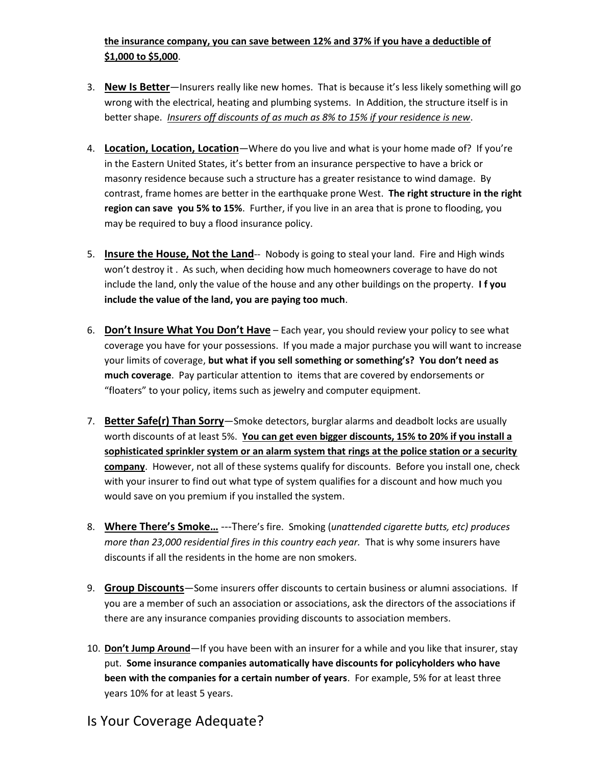**the insurance company, you can save between 12% and 37% if you have a deductible of $1,000 to $5,000**.

3. **New Is Better**—Insurers really like new homes. That is because it's less likely something will go wrong with the electrical, heating and plumbing systems. In Addition, the structure itself is in better shape. *Insurers off discounts of as much as 8% to 15% if your residence is new*.

4. **Location, Location, Location**—Where do you live and what is your home made of? If you're in the Eastern United States, it's better from an insurance perspective to have a brick or masonry residence because such a structure has a greater resistance to wind damage. By contrast, frame homes are better in the earthquake prone West. **The right structure in the right region can save you 5% to 15%**. Further, if you live in an area that is prone to flooding, you may be required to buy a flood insurance policy.

5. **Insure the House, Not the Land**-- Nobody is going to steal your land. Fire and High winds won't destroy it . As such, when deciding how much homeowners coverage to have do not include the land, only the value of the house and any other buildings on the property. **I f you include the value of the land, you are paying too much**.

6. **Don't Insure What You Don't Have** – Each year, you should review your policy to see what coverage you have for your possessions. If you made a major purchase you will want to increase your limits of coverage, **but what if you sell something or something's? You don't need as much coverage**. Pay particular attention to items that are covered by endorsements or "floaters" to your policy, items such as jewelry and computer equipment.

7. **Better Safe(r) Than Sorry**—Smoke detectors, burglar alarms and deadbolt locks are usually worth discounts of at least 5%. **You can get even bigger discounts, 15% to 20% if you install a sophisticated sprinkler system or an alarm system that rings at the police station or a security company**. However, not all of these systems qualify for discounts. Before you install one, check with your insurer to find out what type of system qualifies for a discount and how much you would save on you premium if you installed the system.

8. **Where There's Smoke…** ---There's fire. Smoking (*unattended cigarette butts, etc) produces more than 23,000 residential fires in this country each year.* That is why some insurers have discounts if all the residents in the home are non smokers.

9. **Group Discounts**—Some insurers offer discounts to certain business or alumni associations. If you are a member of such an association or associations, ask the directors of the associations if there are any insurance companies providing discounts to association members.

10. **Don't Jump Around**—If you have been with an insurer for a while and you like that insurer, stay put. **Some insurance companies automatically have discounts for policyholders who have been with the companies for a certain number of years**. For example, 5% for at least three years 10% for at least 5 years.

## Is Your Coverage Adequate?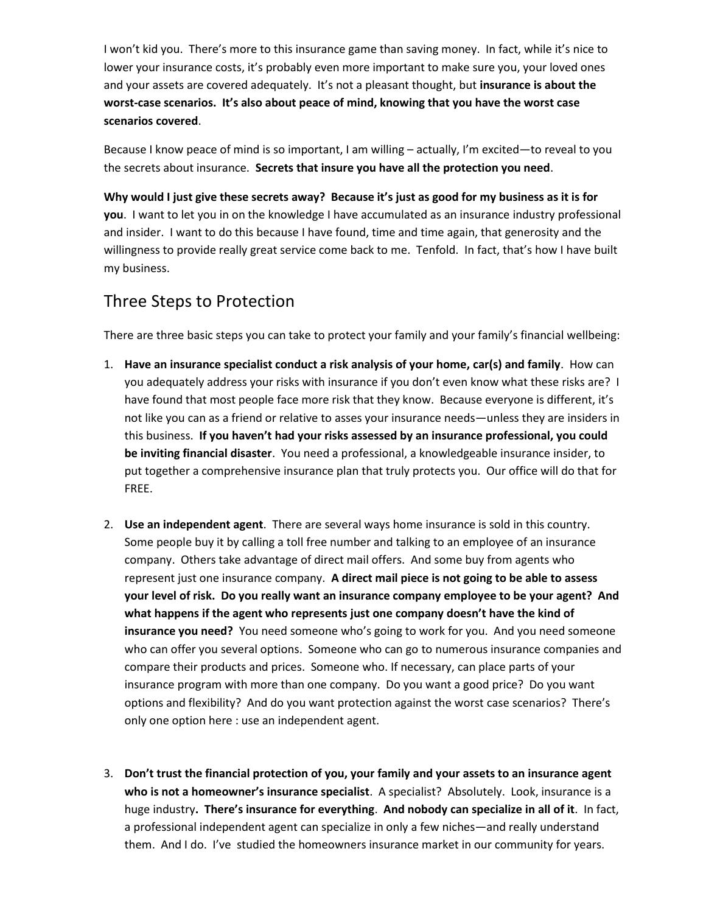I won't kid you. There's more to this insurance game than saving money. In fact, while it's nice to lower your insurance costs, it's probably even more important to make sure you, your loved ones and your assets are covered adequately. It's not a pleasant thought, but **insurance is about the worst-case scenarios. It's also about peace of mind, knowing that you have the worst case scenarios covered**.

Because I know peace of mind is so important, I am willing – actually, I'm excited—to reveal to you the secrets about insurance. **Secrets that insure you have all the protection you need**.

**Why would I just give these secrets away? Because it's just as good for my business as it is for you**. I want to let you in on the knowledge I have accumulated as an insurance industry professional and insider. I want to do this because I have found, time and time again, that generosity and the willingness to provide really great service come back to me. Tenfold. In fact, that's how I have built my business.

## Three Steps to Protection

There are three basic steps you can take to protect your family and your family's financial wellbeing:

1. **Have an insurance specialist conduct a risk analysis of your home, car(s) and family**. How can you adequately address your risks with insurance if you don't even know what these risks are? I have found that most people face more risk that they know. Because everyone is different, it's not like you can as a friend or relative to asses your insurance needs—unless they are insiders in this business. **If you haven't had your risks assessed by an insurance professional, you could be inviting financial disaster**. You need a professional, a knowledgeable insurance insider, to put together a comprehensive insurance plan that truly protects you. Our office will do that for FREE.

2. **Use an independent agent**. There are several ways home insurance is sold in this country. Some people buy it by calling a toll free number and talking to an employee of an insurance company. Others take advantage of direct mail offers. And some buy from agents who represent just one insurance company. **A direct mail piece is not going to be able to assess your level of risk. Do you really want an insurance company employee to be your agent? And what happens if the agent who represents just one company doesn't have the kind of insurance you need?** You need someone who's going to work for you. And you need someone who can offer you several options. Someone who can go to numerous insurance companies and compare their products and prices. Someone who. If necessary, can place parts of your insurance program with more than one company. Do you want a good price? Do you want options and flexibility? And do you want protection against the worst case scenarios? There's only one option here : use an independent agent.

3. **Don't trust the financial protection of you, your family and your assets to an insurance agent who is not a homeowner's insurance specialist**. A specialist? Absolutely. Look, insurance is a huge industry**. There's insurance for everything**. **And nobody can specialize in all of it**. In fact, a professional independent agent can specialize in only a few niches—and really understand them. And I do. I've studied the homeowners insurance market in our community for years.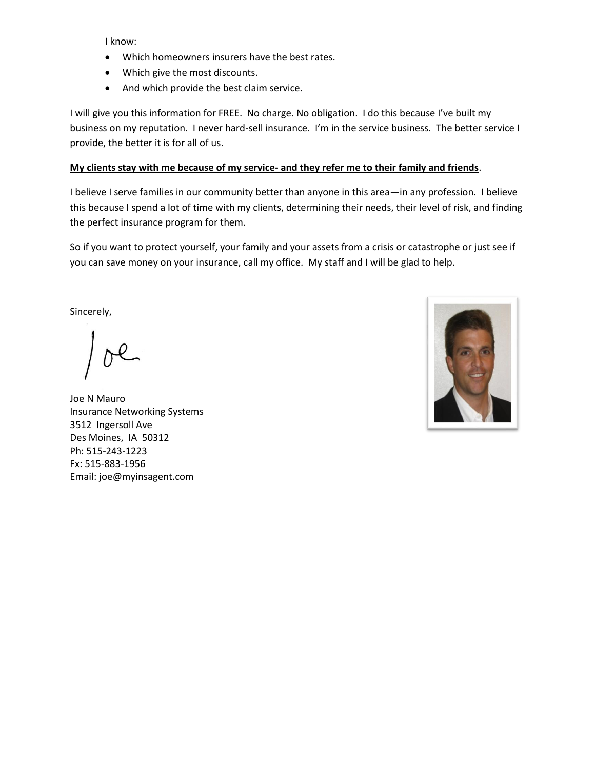I know:

- Which homeowners insurers have the best rates.
- Which give the most discounts.
- And which provide the best claim service.

I will give you this information for FREE. No charge. No obligation. I do this because I've built my business on my reputation. I never hard-sell insurance. I'm in the service business. The better service I provide, the better it is for all of us.

**My clients stay with me because of my service- and they refer me to their family and friends**.

I believe I serve families in our community better than anyone in this area—in any profession. I believe this because I spend a lot of time with my clients, determining their needs, their level of risk, and finding the perfect insurance program for them.

So if you want to protect yourself, your family and your assets from a crisis or catastrophe or just see if you can save money on your insurance, call my office. My staff and I will be glad to help.

Sincerely,

Joe

Joe N Mauro
Insurance Networking Systems
3512 Ingersoll Ave
Des Moines, IA 50312
Ph: 515-243-1223
Fx: 515-883-1956
Email: joe@myinsagent.com